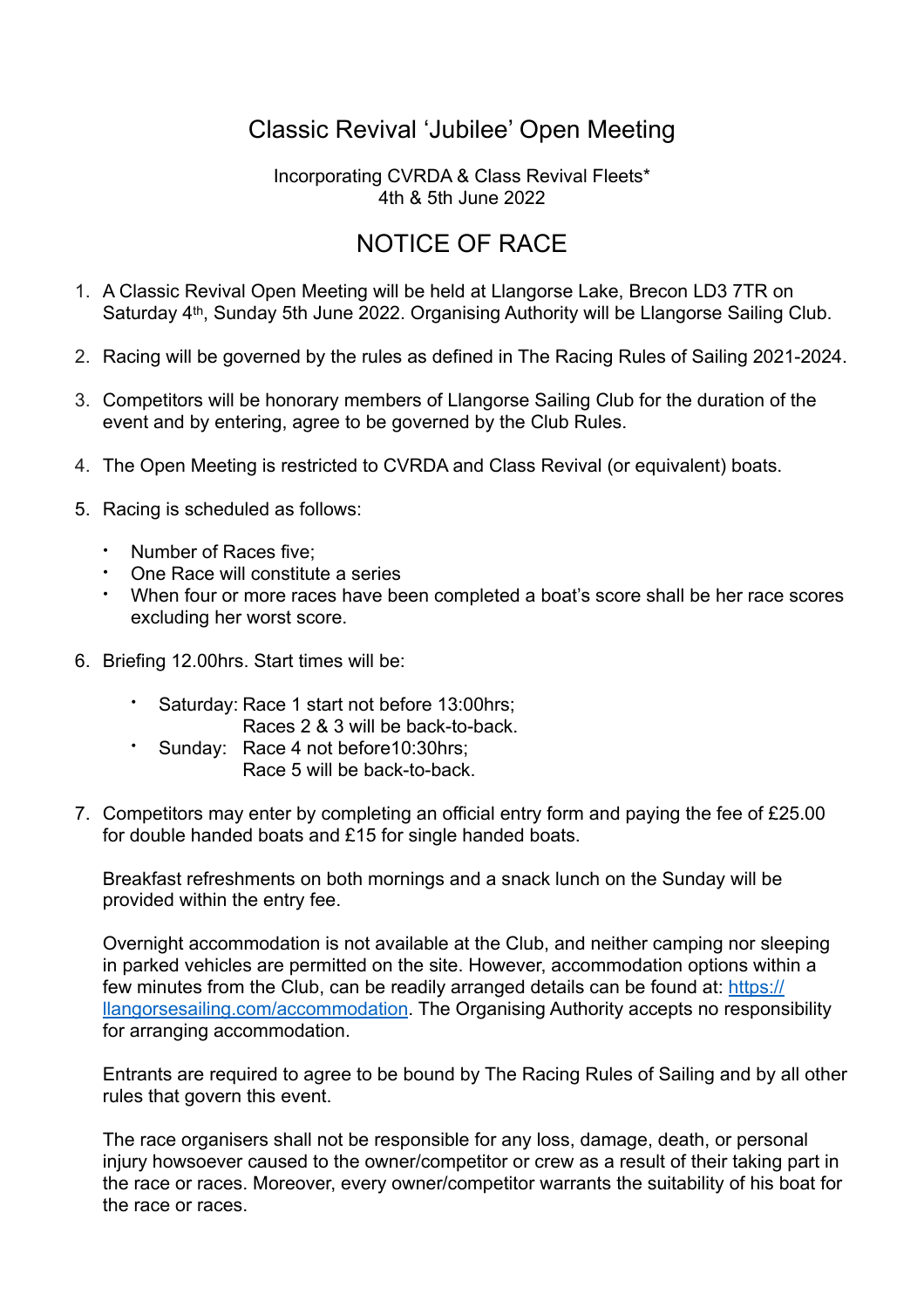# Classic Revival 'Jubilee' Open Meeting

Incorporating CVRDA & Class Revival Fleets*
4th & 5th June 2022

## NOTICE OF RACE

1. A Classic Revival Open Meeting will be held at Llangorse Lake, Brecon LD3 7TR on Saturday 4th, Sunday 5th June 2022. Organising Authority will be Llangorse Sailing Club.

2. Racing will be governed by the rules as defined in The Racing Rules of Sailing 2021-2024.

3. Competitors will be honorary members of Llangorse Sailing Club for the duration of the event and by entering, agree to be governed by the Club Rules.

4. The Open Meeting is restricted to CVRDA and Class Revival (or equivalent) boats.

5. Racing is scheduled as follows:
   - Number of Races five;
   - One Race will constitute a series
   - When four or more races have been completed a boat's score shall be her race scores excluding her worst score.

6. Briefing 12.00hrs. Start times will be:
   - Saturday: Race 1 start not before 13:00hrs;
     Races 2 & 3 will be back-to-back.
   - Sunday: Race 4 not before10:30hrs;
     Race 5 will be back-to-back.

7. Competitors may enter by completing an official entry form and paying the fee of £25.00 for double handed boats and £15 for single handed boats.

   Breakfast refreshments on both mornings and a snack lunch on the Sunday will be provided within the entry fee.

   Overnight accommodation is not available at the Club, and neither camping nor sleeping in parked vehicles are permitted on the site. However, accommodation options within a few minutes from the Club, can be readily arranged details can be found at: [https://llangorsesailing.com/accommodation](https://llangorsesailing.com/accommodation). The Organising Authority accepts no responsibility for arranging accommodation.

   Entrants are required to agree to be bound by The Racing Rules of Sailing and by all other rules that govern this event.

   The race organisers shall not be responsible for any loss, damage, death, or personal injury howsoever caused to the owner/competitor or crew as a result of their taking part in the race or races. Moreover, every owner/competitor warrants the suitability of his boat for the race or races.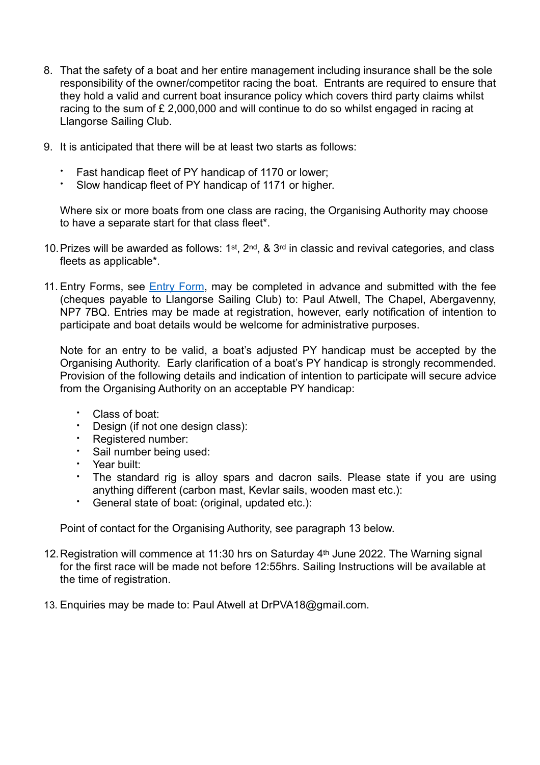8. That the safety of a boat and her entire management including insurance shall be the sole responsibility of the owner/competitor racing the boat. Entrants are required to ensure that they hold a valid and current boat insurance policy which covers third party claims whilst racing to the sum of £ 2,000,000 and will continue to do so whilst engaged in racing at Llangorse Sailing Club.

9. It is anticipated that there will be at least two starts as follows:

   - Fast handicap fleet of PY handicap of 1170 or lower;
   - Slow handicap fleet of PY handicap of 1171 or higher.

   Where six or more boats from one class are racing, the Organising Authority may choose to have a separate start for that class fleet*.

10. Prizes will be awarded as follows: 1st, 2nd, & 3rd in classic and revival categories, and class fleets as applicable*.

11. Entry Forms, see [Entry Form], may be completed in advance and submitted with the fee (cheques payable to Llangorse Sailing Club) to: Paul Atwell, The Chapel, Abergavenny, NP7 7BQ. Entries may be made at registration, however, early notification of intention to participate and boat details would be welcome for administrative purposes.

    Note for an entry to be valid, a boat's adjusted PY handicap must be accepted by the Organising Authority. Early clarification of a boat's PY handicap is strongly recommended. Provision of the following details and indication of intention to participate will secure advice from the Organising Authority on an acceptable PY handicap:

    - Class of boat:
    - Design (if not one design class):
    - Registered number:
    - Sail number being used:
    - Year built:
    - The standard rig is alloy spars and dacron sails. Please state if you are using anything different (carbon mast, Kevlar sails, wooden mast etc.):
    - General state of boat: (original, updated etc.):

    Point of contact for the Organising Authority, see paragraph 13 below.

12. Registration will commence at 11:30 hrs on Saturday 4th June 2022. The Warning signal for the first race will be made not before 12:55hrs. Sailing Instructions will be available at the time of registration.

13. Enquiries may be made to: Paul Atwell at DrPVA18@gmail.com.